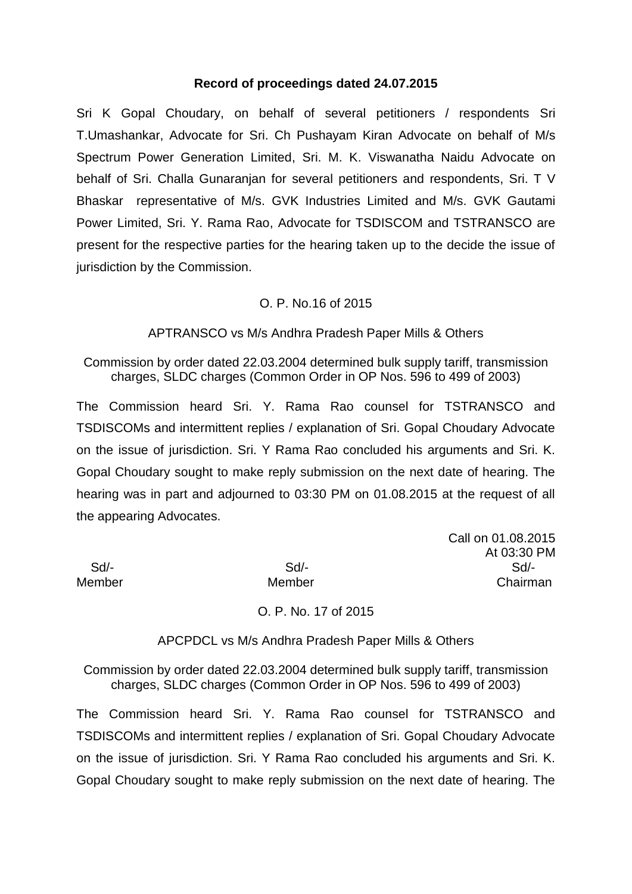**Record of proceedings dated 24.07.2015**

Sri K Gopal Choudary, on behalf of several petitioners / respondents Sri T.Umashankar, Advocate for Sri. Ch Pushayam Kiran Advocate on behalf of M/s Spectrum Power Generation Limited, Sri. M. K. Viswanatha Naidu Advocate on behalf of Sri. Challa Gunaranjan for several petitioners and respondents, Sri. T V Bhaskar representative of M/s. GVK Industries Limited and M/s. GVK Gautami Power Limited, Sri. Y. Rama Rao, Advocate for TSDISCOM and TSTRANSCO are present for the respective parties for the hearing taken up to the decide the issue of jurisdiction by the Commission.

O. P. No.16 of 2015

APTRANSCO vs M/s Andhra Pradesh Paper Mills & Others

Commission by order dated 22.03.2004 determined bulk supply tariff, transmission charges, SLDC charges (Common Order in OP Nos. 596 to 499 of 2003)

The Commission heard Sri. Y. Rama Rao counsel for TSTRANSCO and TSDISCOMs and intermittent replies / explanation of Sri. Gopal Choudary Advocate on the issue of jurisdiction. Sri. Y Rama Rao concluded his arguments and Sri. K. Gopal Choudary sought to make reply submission on the next date of hearing. The hearing was in part and adjourned to 03:30 PM on 01.08.2015 at the request of all the appearing Advocates.

Call on 01.08.2015
At 03:30 PM

| Sd/- | Sd/- | Sd/- |
|---|---|---|
| Member | Member | Chairman |

O. P. No. 17 of 2015

APCPDCL vs M/s Andhra Pradesh Paper Mills & Others

Commission by order dated 22.03.2004 determined bulk supply tariff, transmission charges, SLDC charges (Common Order in OP Nos. 596 to 499 of 2003)

The Commission heard Sri. Y. Rama Rao counsel for TSTRANSCO and TSDISCOMs and intermittent replies / explanation of Sri. Gopal Choudary Advocate on the issue of jurisdiction. Sri. Y Rama Rao concluded his arguments and Sri. K. Gopal Choudary sought to make reply submission on the next date of hearing. The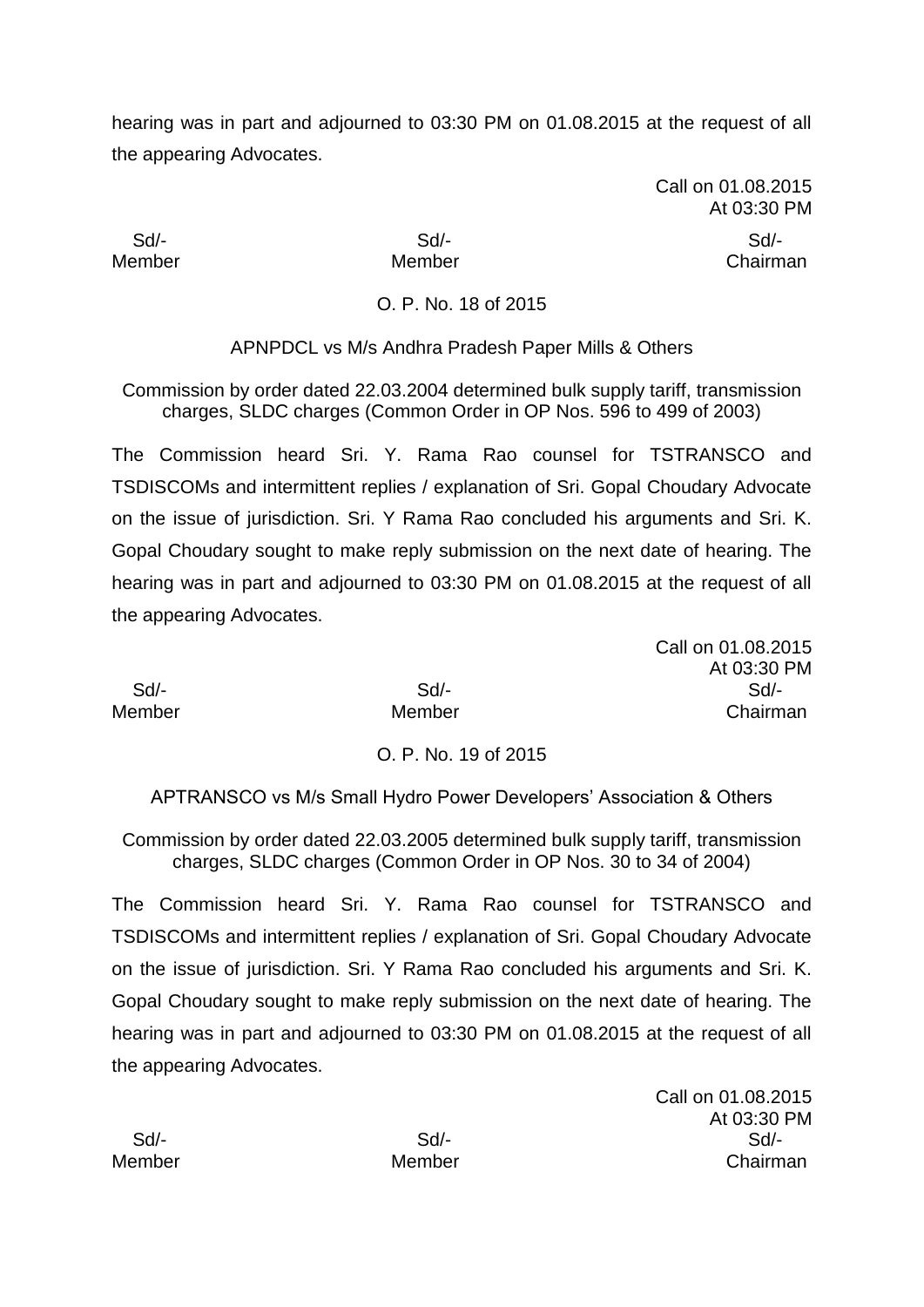hearing was in part and adjourned to 03:30 PM on 01.08.2015 at the request of all the appearing Advocates.

Call on 01.08.2015
At 03:30 PM

| Sd/- | Sd/- | Sd/- |
|---|---|---|
| Member | Member | Chairman |

O. P. No. 18 of 2015

APNPDCL vs M/s Andhra Pradesh Paper Mills & Others

Commission by order dated 22.03.2004 determined bulk supply tariff, transmission charges, SLDC charges (Common Order in OP Nos. 596 to 499 of 2003)

The Commission heard Sri. Y. Rama Rao counsel for TSTRANSCO and TSDISCOMs and intermittent replies / explanation of Sri. Gopal Choudary Advocate on the issue of jurisdiction. Sri. Y Rama Rao concluded his arguments and Sri. K. Gopal Choudary sought to make reply submission on the next date of hearing. The hearing was in part and adjourned to 03:30 PM on 01.08.2015 at the request of all the appearing Advocates.

Call on 01.08.2015
At 03:30 PM

| Sd/- | Sd/- | Sd/- |
|---|---|---|
| Member | Member | Chairman |

O. P. No. 19 of 2015

APTRANSCO vs M/s Small Hydro Power Developers' Association & Others

Commission by order dated 22.03.2005 determined bulk supply tariff, transmission charges, SLDC charges (Common Order in OP Nos. 30 to 34 of 2004)

The Commission heard Sri. Y. Rama Rao counsel for TSTRANSCO and TSDISCOMs and intermittent replies / explanation of Sri. Gopal Choudary Advocate on the issue of jurisdiction. Sri. Y Rama Rao concluded his arguments and Sri. K. Gopal Choudary sought to make reply submission on the next date of hearing. The hearing was in part and adjourned to 03:30 PM on 01.08.2015 at the request of all the appearing Advocates.

Call on 01.08.2015
At 03:30 PM

| Sd/- | Sd/- | Sd/- |
|---|---|---|
| Member | Member | Chairman |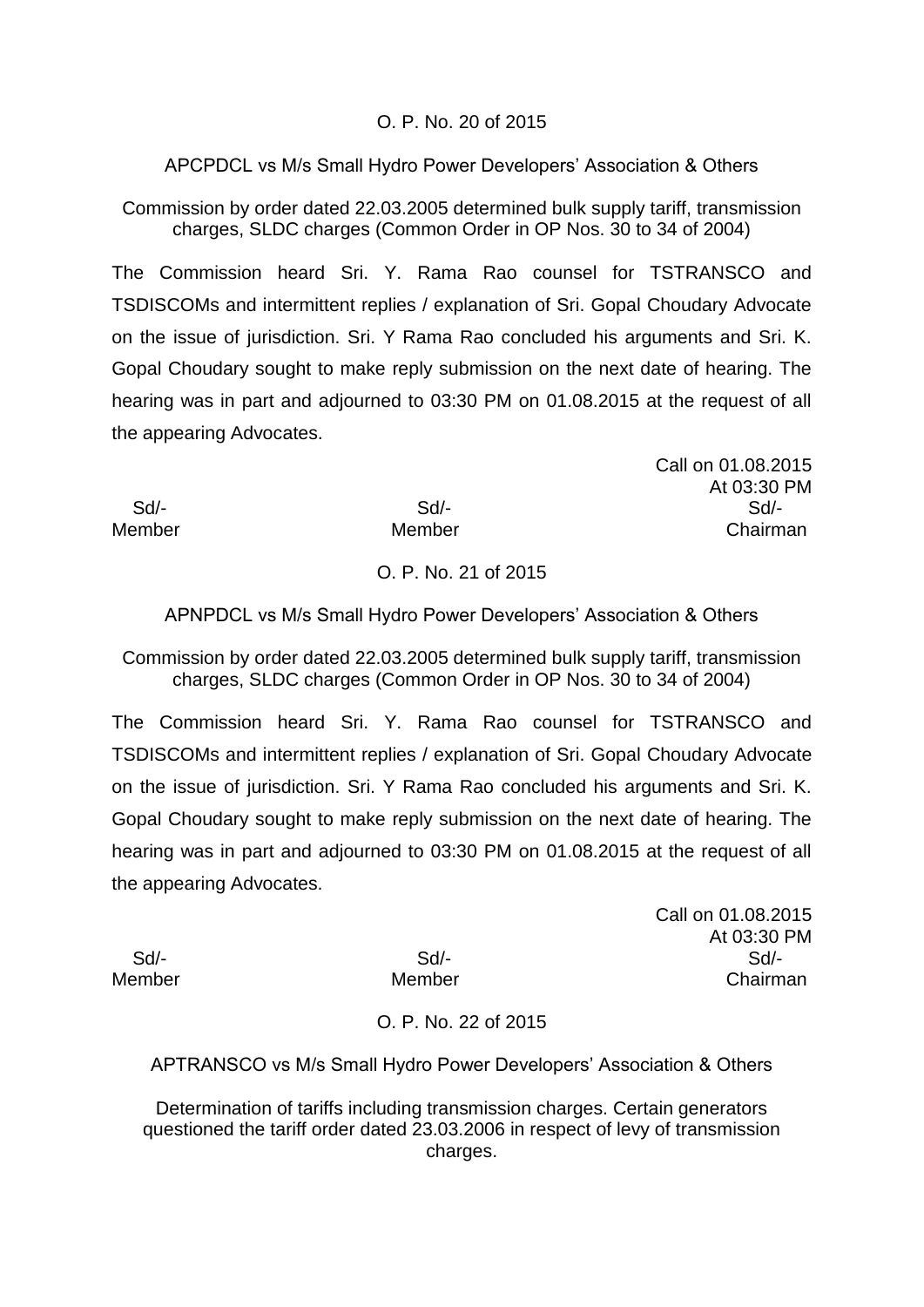O. P. No. 20 of 2015

APCPDCL vs M/s Small Hydro Power Developers' Association & Others

Commission by order dated 22.03.2005 determined bulk supply tariff, transmission charges, SLDC charges (Common Order in OP Nos. 30 to 34 of 2004)

The Commission heard Sri. Y. Rama Rao counsel for TSTRANSCO and TSDISCOMs and intermittent replies / explanation of Sri. Gopal Choudary Advocate on the issue of jurisdiction. Sri. Y Rama Rao concluded his arguments and Sri. K. Gopal Choudary sought to make reply submission on the next date of hearing. The hearing was in part and adjourned to 03:30 PM on 01.08.2015 at the request of all the appearing Advocates.

Call on 01.08.2015
At 03:30 PM

| Sd/- | Sd/- | Sd/- |
|---|---|---|
| Member | Member | Chairman |

O. P. No. 21 of 2015

APNPDCL vs M/s Small Hydro Power Developers' Association & Others

Commission by order dated 22.03.2005 determined bulk supply tariff, transmission charges, SLDC charges (Common Order in OP Nos. 30 to 34 of 2004)

The Commission heard Sri. Y. Rama Rao counsel for TSTRANSCO and TSDISCOMs and intermittent replies / explanation of Sri. Gopal Choudary Advocate on the issue of jurisdiction. Sri. Y Rama Rao concluded his arguments and Sri. K. Gopal Choudary sought to make reply submission on the next date of hearing. The hearing was in part and adjourned to 03:30 PM on 01.08.2015 at the request of all the appearing Advocates.

Call on 01.08.2015
At 03:30 PM

| Sd/- | Sd/- | Sd/- |
|---|---|---|
| Member | Member | Chairman |

O. P. No. 22 of 2015

APTRANSCO vs M/s Small Hydro Power Developers' Association & Others

Determination of tariffs including transmission charges. Certain generators questioned the tariff order dated 23.03.2006 in respect of levy of transmission charges.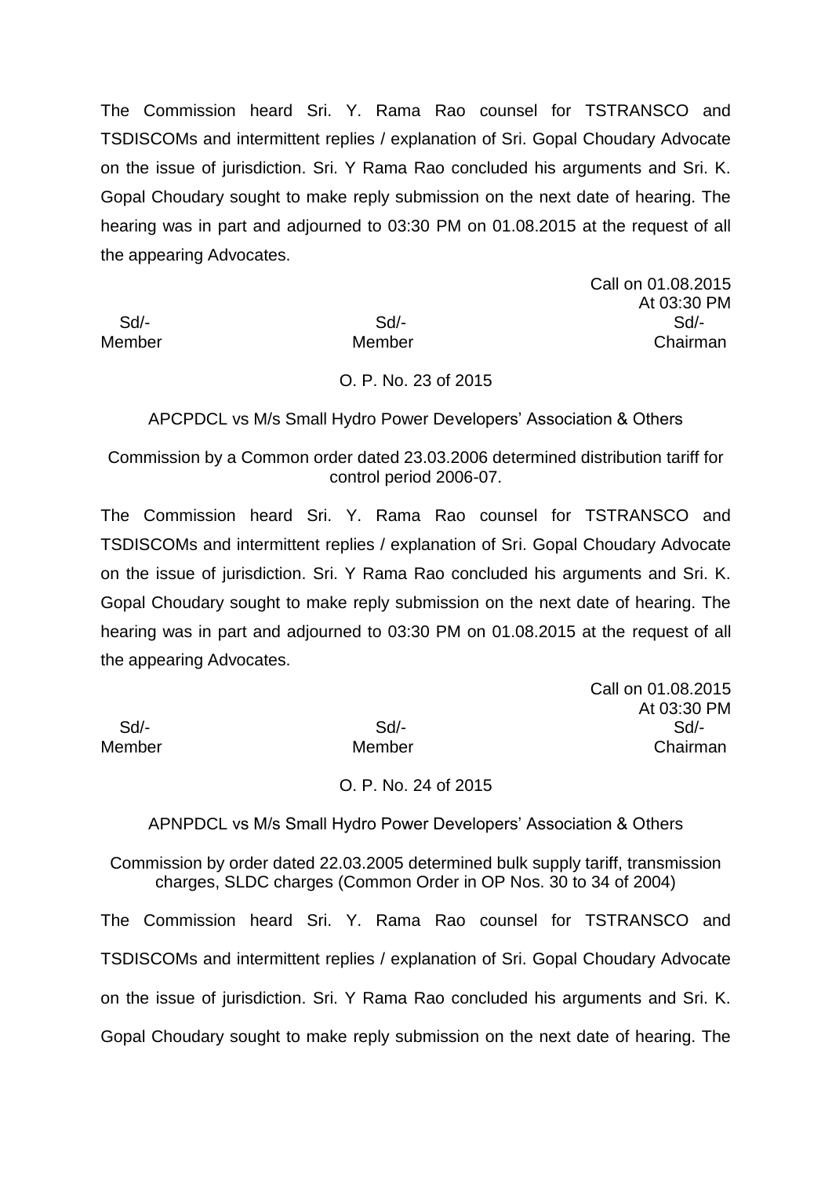The Commission heard Sri. Y. Rama Rao counsel for TSTRANSCO and TSDISCOMs and intermittent replies / explanation of Sri. Gopal Choudary Advocate on the issue of jurisdiction. Sri. Y Rama Rao concluded his arguments and Sri. K. Gopal Choudary sought to make reply submission on the next date of hearing. The hearing was in part and adjourned to 03:30 PM on 01.08.2015 at the request of all the appearing Advocates.

Call on 01.08.2015
At 03:30 PM

| Sd/- | Sd/- | Sd/- |
|---|---|---|
| Member | Member | Chairman |

O. P. No. 23 of 2015

APCPDCL vs M/s Small Hydro Power Developers' Association & Others

Commission by a Common order dated 23.03.2006 determined distribution tariff for control period 2006-07.

The Commission heard Sri. Y. Rama Rao counsel for TSTRANSCO and TSDISCOMs and intermittent replies / explanation of Sri. Gopal Choudary Advocate on the issue of jurisdiction. Sri. Y Rama Rao concluded his arguments and Sri. K. Gopal Choudary sought to make reply submission on the next date of hearing. The hearing was in part and adjourned to 03:30 PM on 01.08.2015 at the request of all the appearing Advocates.

Call on 01.08.2015
At 03:30 PM

| Sd/- | Sd/- | Sd/- |
|---|---|---|
| Member | Member | Chairman |

O. P. No. 24 of 2015

APNPDCL vs M/s Small Hydro Power Developers' Association & Others

Commission by order dated 22.03.2005 determined bulk supply tariff, transmission charges, SLDC charges (Common Order in OP Nos. 30 to 34 of 2004)

The Commission heard Sri. Y. Rama Rao counsel for TSTRANSCO and TSDISCOMs and intermittent replies / explanation of Sri. Gopal Choudary Advocate on the issue of jurisdiction. Sri. Y Rama Rao concluded his arguments and Sri. K. Gopal Choudary sought to make reply submission on the next date of hearing. The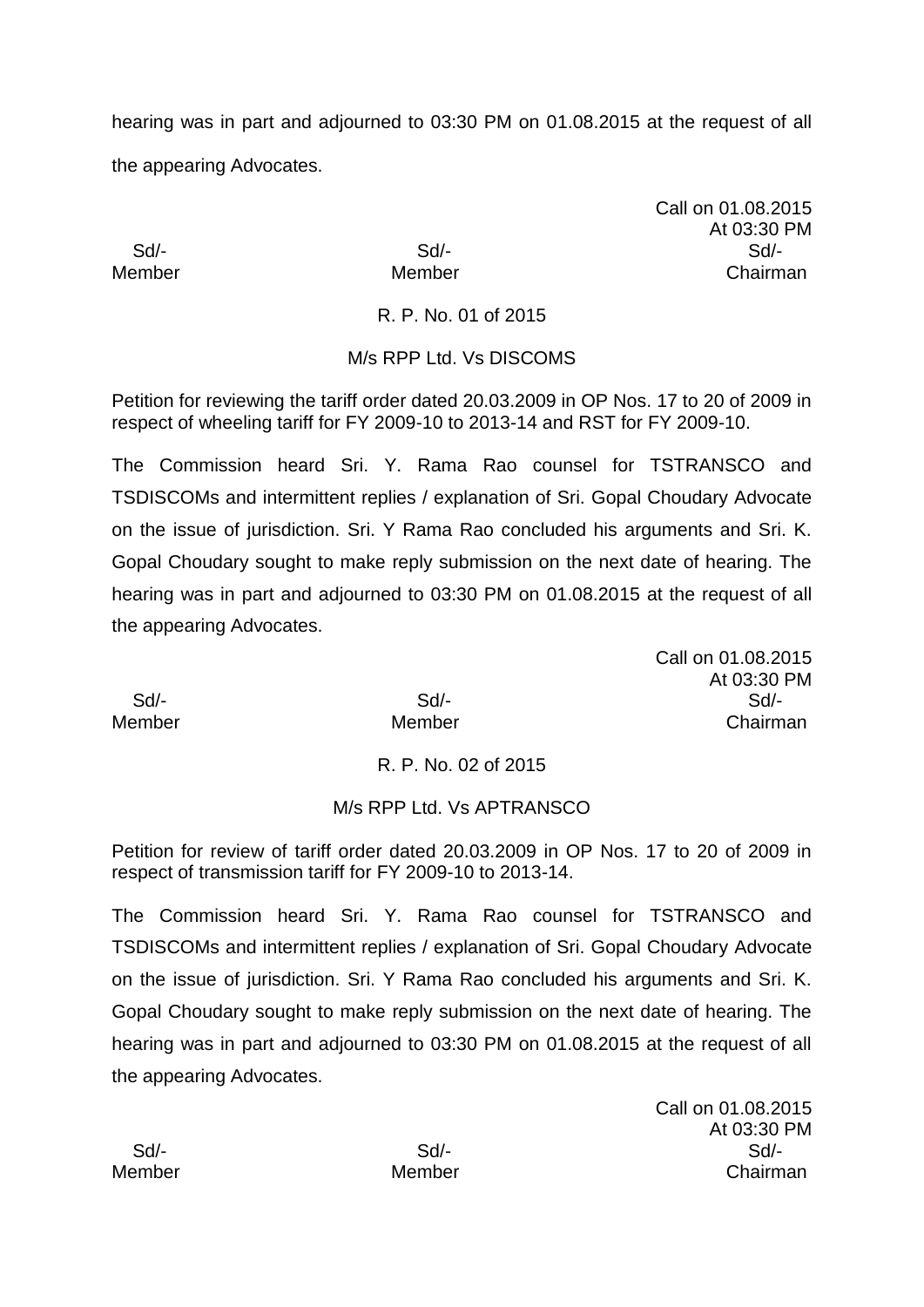hearing was in part and adjourned to 03:30 PM on 01.08.2015 at the request of all the appearing Advocates.

Call on 01.08.2015
At 03:30 PM

| Sd/- | Sd/- | Sd/- |
|---|---|---|
| Member | Member | Chairman |

R. P. No. 01 of 2015

M/s RPP Ltd. Vs DISCOMS

Petition for reviewing the tariff order dated 20.03.2009 in OP Nos. 17 to 20 of 2009 in respect of wheeling tariff for FY 2009-10 to 2013-14 and RST for FY 2009-10.

The Commission heard Sri. Y. Rama Rao counsel for TSTRANSCO and TSDISCOMs and intermittent replies / explanation of Sri. Gopal Choudary Advocate on the issue of jurisdiction. Sri. Y Rama Rao concluded his arguments and Sri. K. Gopal Choudary sought to make reply submission on the next date of hearing. The hearing was in part and adjourned to 03:30 PM on 01.08.2015 at the request of all the appearing Advocates.

Call on 01.08.2015
At 03:30 PM

| Sd/- | Sd/- | Sd/- |
|---|---|---|
| Member | Member | Chairman |

R. P. No. 02 of 2015

M/s RPP Ltd. Vs APTRANSCO

Petition for review of tariff order dated 20.03.2009 in OP Nos. 17 to 20 of 2009 in respect of transmission tariff for FY 2009-10 to 2013-14.

The Commission heard Sri. Y. Rama Rao counsel for TSTRANSCO and TSDISCOMs and intermittent replies / explanation of Sri. Gopal Choudary Advocate on the issue of jurisdiction. Sri. Y Rama Rao concluded his arguments and Sri. K. Gopal Choudary sought to make reply submission on the next date of hearing. The hearing was in part and adjourned to 03:30 PM on 01.08.2015 at the request of all the appearing Advocates.

Call on 01.08.2015
At 03:30 PM

| Sd/- | Sd/- | Sd/- |
|---|---|---|
| Member | Member | Chairman |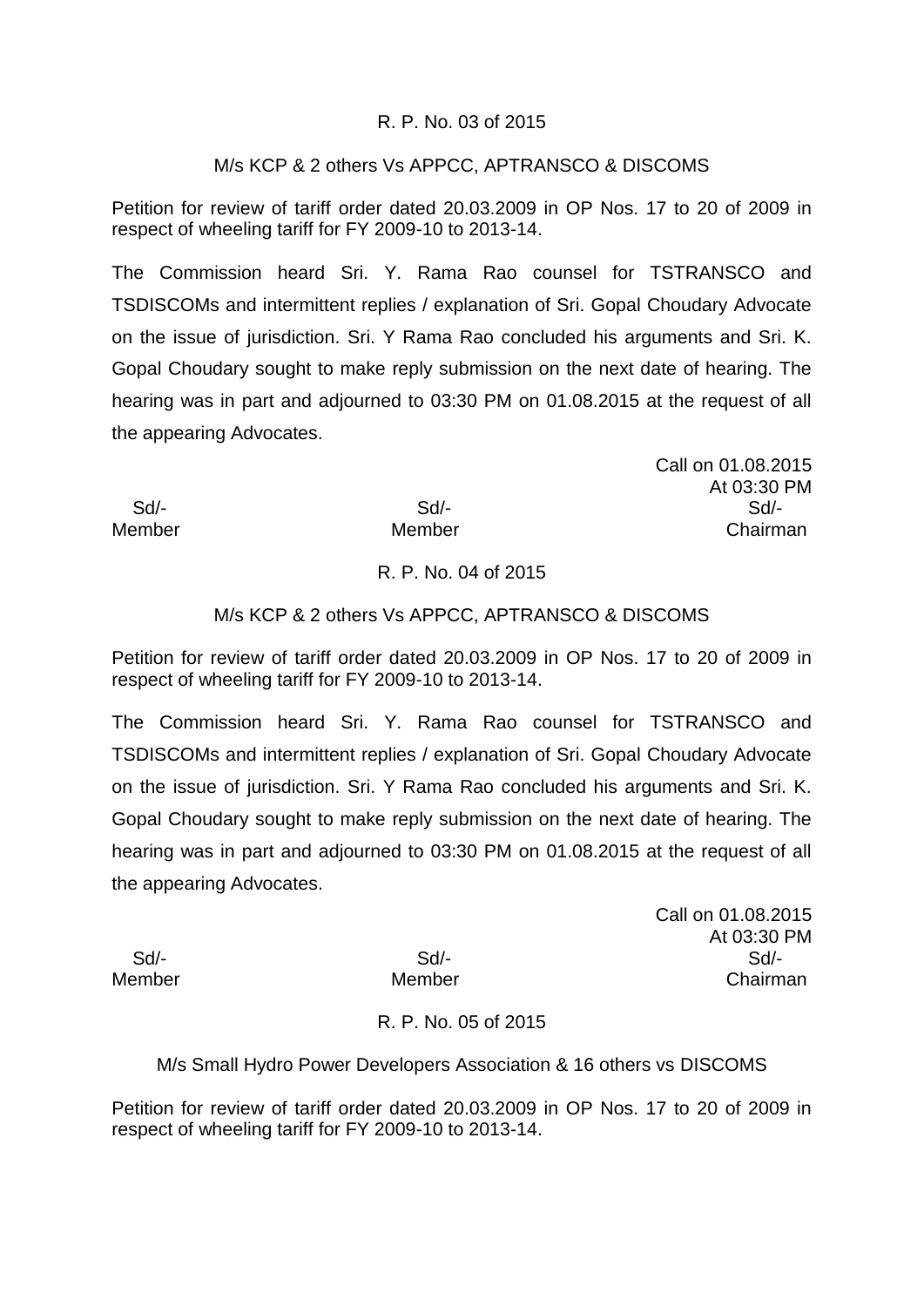R. P. No. 03 of 2015

M/s KCP & 2 others Vs APPCC, APTRANSCO & DISCOMS

Petition for review of tariff order dated 20.03.2009 in OP Nos. 17 to 20 of 2009 in respect of wheeling tariff for FY 2009-10 to 2013-14.

The Commission heard Sri. Y. Rama Rao counsel for TSTRANSCO and TSDISCOMs and intermittent replies / explanation of Sri. Gopal Choudary Advocate on the issue of jurisdiction. Sri. Y Rama Rao concluded his arguments and Sri. K. Gopal Choudary sought to make reply submission on the next date of hearing. The hearing was in part and adjourned to 03:30 PM on 01.08.2015 at the request of all the appearing Advocates.

Call on 01.08.2015
At 03:30 PM

| Sd/- | Sd/- | Sd/- |
|---|---|---|
| Member | Member | Chairman |

R. P. No. 04 of 2015

M/s KCP & 2 others Vs APPCC, APTRANSCO & DISCOMS

Petition for review of tariff order dated 20.03.2009 in OP Nos. 17 to 20 of 2009 in respect of wheeling tariff for FY 2009-10 to 2013-14.

The Commission heard Sri. Y. Rama Rao counsel for TSTRANSCO and TSDISCOMs and intermittent replies / explanation of Sri. Gopal Choudary Advocate on the issue of jurisdiction. Sri. Y Rama Rao concluded his arguments and Sri. K. Gopal Choudary sought to make reply submission on the next date of hearing. The hearing was in part and adjourned to 03:30 PM on 01.08.2015 at the request of all the appearing Advocates.

Call on 01.08.2015
At 03:30 PM

| Sd/- | Sd/- | Sd/- |
|---|---|---|
| Member | Member | Chairman |

R. P. No. 05 of 2015

M/s Small Hydro Power Developers Association & 16 others vs DISCOMS

Petition for review of tariff order dated 20.03.2009 in OP Nos. 17 to 20 of 2009 in respect of wheeling tariff for FY 2009-10 to 2013-14.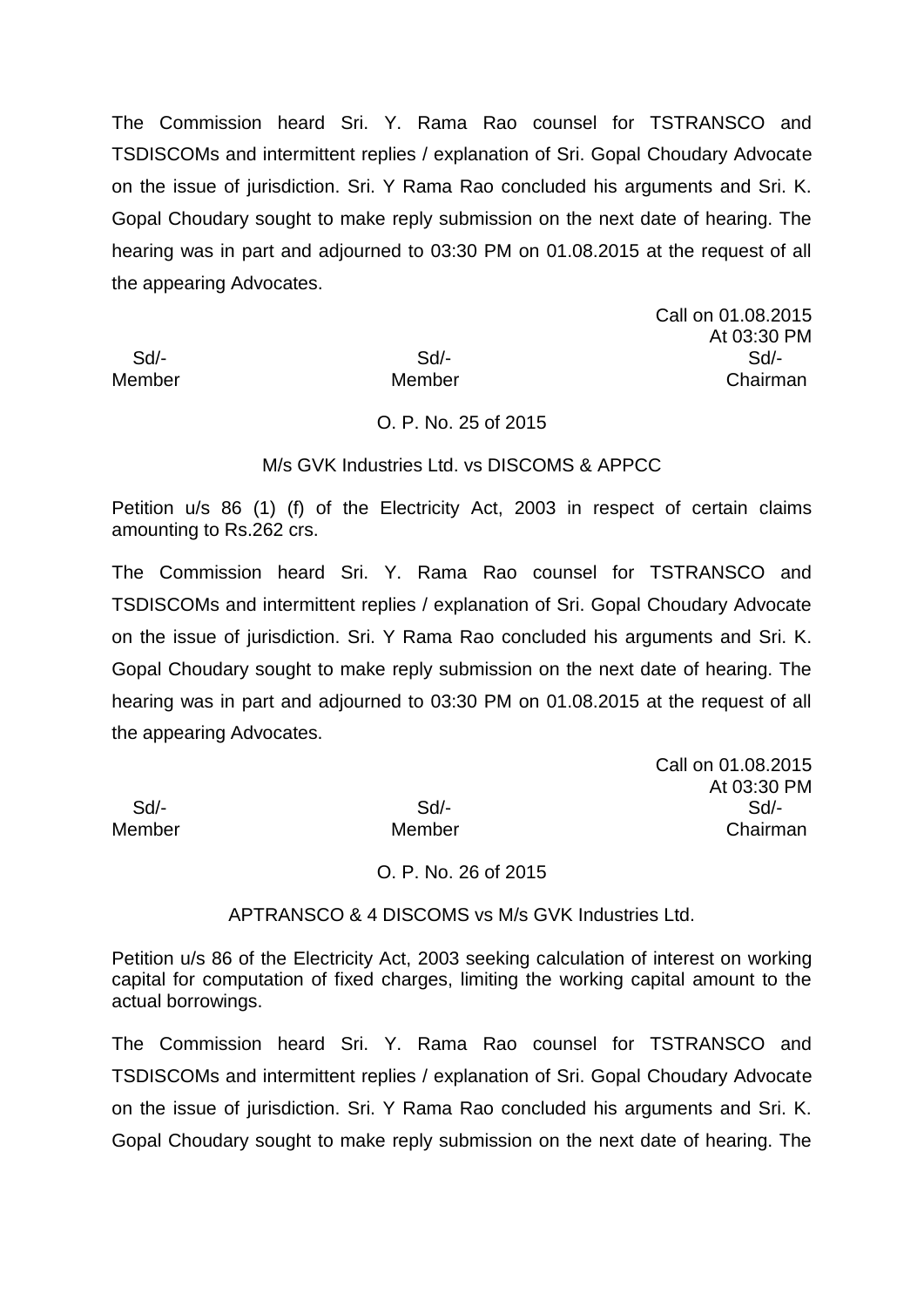The Commission heard Sri. Y. Rama Rao counsel for TSTRANSCO and TSDISCOMs and intermittent replies / explanation of Sri. Gopal Choudary Advocate on the issue of jurisdiction. Sri. Y Rama Rao concluded his arguments and Sri. K. Gopal Choudary sought to make reply submission on the next date of hearing. The hearing was in part and adjourned to 03:30 PM on 01.08.2015 at the request of all the appearing Advocates.

Call on 01.08.2015
At 03:30 PM

| Sd/- | Sd/- | Sd/- |
|---|---|---|
| Member | Member | Chairman |

O. P. No. 25 of 2015

M/s GVK Industries Ltd. vs DISCOMS & APPCC

Petition u/s 86 (1) (f) of the Electricity Act, 2003 in respect of certain claims amounting to Rs.262 crs.

The Commission heard Sri. Y. Rama Rao counsel for TSTRANSCO and TSDISCOMs and intermittent replies / explanation of Sri. Gopal Choudary Advocate on the issue of jurisdiction. Sri. Y Rama Rao concluded his arguments and Sri. K. Gopal Choudary sought to make reply submission on the next date of hearing. The hearing was in part and adjourned to 03:30 PM on 01.08.2015 at the request of all the appearing Advocates.

Call on 01.08.2015
At 03:30 PM

| Sd/- | Sd/- | Sd/- |
|---|---|---|
| Member | Member | Chairman |

O. P. No. 26 of 2015

APTRANSCO & 4 DISCOMS vs M/s GVK Industries Ltd.

Petition u/s 86 of the Electricity Act, 2003 seeking calculation of interest on working capital for computation of fixed charges, limiting the working capital amount to the actual borrowings.

The Commission heard Sri. Y. Rama Rao counsel for TSTRANSCO and TSDISCOMs and intermittent replies / explanation of Sri. Gopal Choudary Advocate on the issue of jurisdiction. Sri. Y Rama Rao concluded his arguments and Sri. K. Gopal Choudary sought to make reply submission on the next date of hearing. The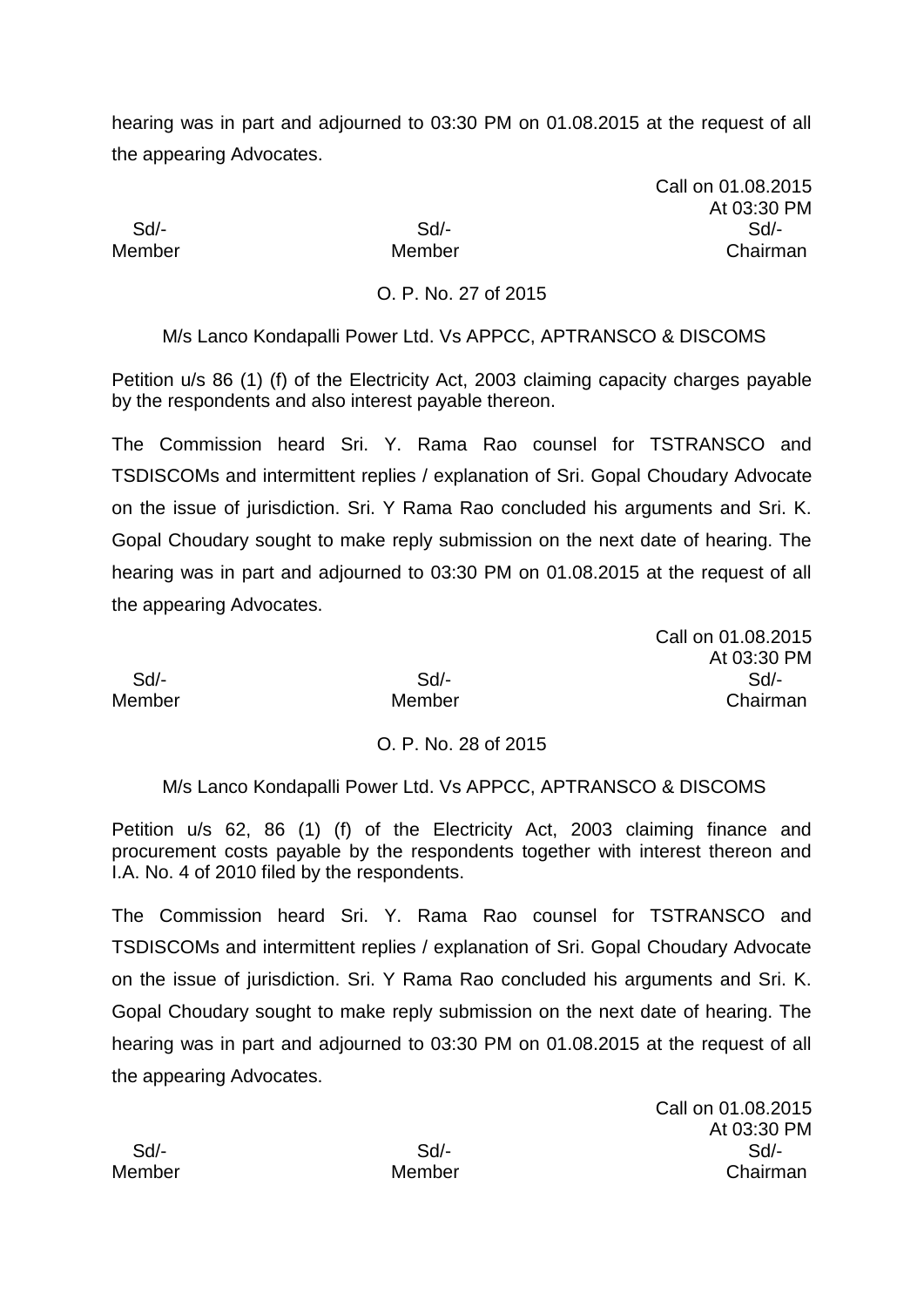hearing was in part and adjourned to 03:30 PM on 01.08.2015 at the request of all the appearing Advocates.

Call on 01.08.2015
At 03:30 PM

| Sd/- | Sd/- | Sd/- |
|---|---|---|
| Member | Member | Chairman |

O. P. No. 27 of 2015

M/s Lanco Kondapalli Power Ltd. Vs APPCC, APTRANSCO & DISCOMS

Petition u/s 86 (1) (f) of the Electricity Act, 2003 claiming capacity charges payable by the respondents and also interest payable thereon.

The Commission heard Sri. Y. Rama Rao counsel for TSTRANSCO and TSDISCOMs and intermittent replies / explanation of Sri. Gopal Choudary Advocate on the issue of jurisdiction. Sri. Y Rama Rao concluded his arguments and Sri. K. Gopal Choudary sought to make reply submission on the next date of hearing. The hearing was in part and adjourned to 03:30 PM on 01.08.2015 at the request of all the appearing Advocates.

Call on 01.08.2015
At 03:30 PM

| Sd/- | Sd/- | Sd/- |
|---|---|---|
| Member | Member | Chairman |

O. P. No. 28 of 2015

M/s Lanco Kondapalli Power Ltd. Vs APPCC, APTRANSCO & DISCOMS

Petition u/s 62, 86 (1) (f) of the Electricity Act, 2003 claiming finance and procurement costs payable by the respondents together with interest thereon and I.A. No. 4 of 2010 filed by the respondents.

The Commission heard Sri. Y. Rama Rao counsel for TSTRANSCO and TSDISCOMs and intermittent replies / explanation of Sri. Gopal Choudary Advocate on the issue of jurisdiction. Sri. Y Rama Rao concluded his arguments and Sri. K. Gopal Choudary sought to make reply submission on the next date of hearing. The hearing was in part and adjourned to 03:30 PM on 01.08.2015 at the request of all the appearing Advocates.

Call on 01.08.2015
At 03:30 PM

| Sd/- | Sd/- | Sd/- |
|---|---|---|
| Member | Member | Chairman |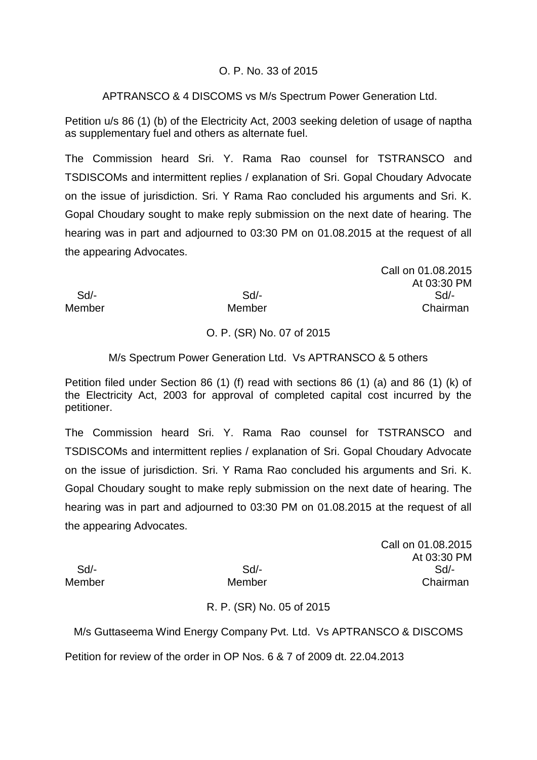O. P. No. 33 of 2015

APTRANSCO & 4 DISCOMS vs M/s Spectrum Power Generation Ltd.

Petition u/s 86 (1) (b) of the Electricity Act, 2003 seeking deletion of usage of naptha as supplementary fuel and others as alternate fuel.

The Commission heard Sri. Y. Rama Rao counsel for TSTRANSCO and TSDISCOMs and intermittent replies / explanation of Sri. Gopal Choudary Advocate on the issue of jurisdiction. Sri. Y Rama Rao concluded his arguments and Sri. K. Gopal Choudary sought to make reply submission on the next date of hearing. The hearing was in part and adjourned to 03:30 PM on 01.08.2015 at the request of all the appearing Advocates.

Call on 01.08.2015
At 03:30 PM

| Sd/- | Sd/- | Sd/- |
|---|---|---|
| Member | Member | Chairman |

O. P. (SR) No. 07 of 2015

M/s Spectrum Power Generation Ltd. Vs APTRANSCO & 5 others

Petition filed under Section 86 (1) (f) read with sections 86 (1) (a) and 86 (1) (k) of the Electricity Act, 2003 for approval of completed capital cost incurred by the petitioner.

The Commission heard Sri. Y. Rama Rao counsel for TSTRANSCO and TSDISCOMs and intermittent replies / explanation of Sri. Gopal Choudary Advocate on the issue of jurisdiction. Sri. Y Rama Rao concluded his arguments and Sri. K. Gopal Choudary sought to make reply submission on the next date of hearing. The hearing was in part and adjourned to 03:30 PM on 01.08.2015 at the request of all the appearing Advocates.

Call on 01.08.2015
At 03:30 PM

| Sd/- | Sd/- | Sd/- |
|---|---|---|
| Member | Member | Chairman |

R. P. (SR) No. 05 of 2015

M/s Guttaseema Wind Energy Company Pvt. Ltd. Vs APTRANSCO & DISCOMS

Petition for review of the order in OP Nos. 6 & 7 of 2009 dt. 22.04.2013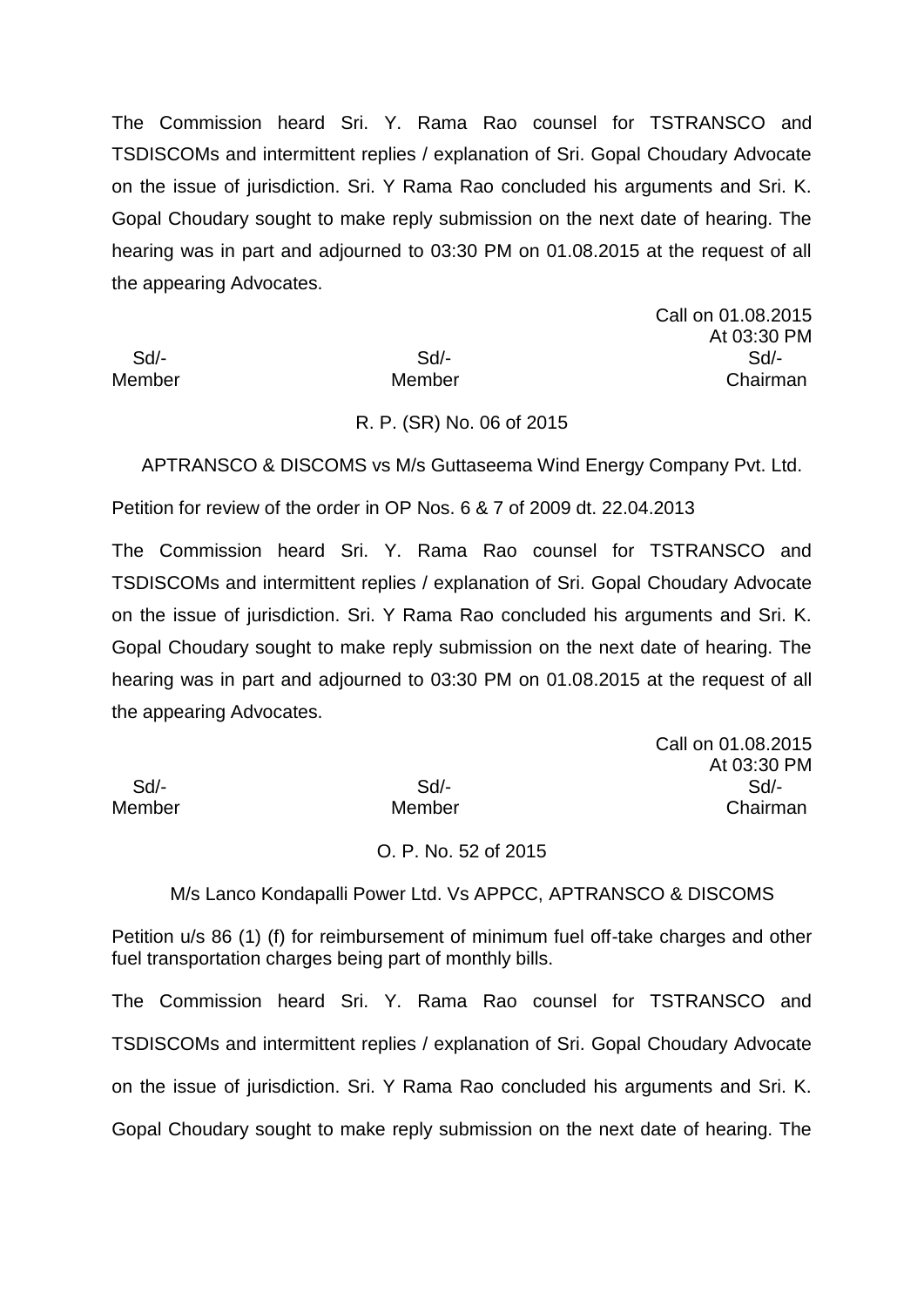The Commission heard Sri. Y. Rama Rao counsel for TSTRANSCO and TSDISCOMs and intermittent replies / explanation of Sri. Gopal Choudary Advocate on the issue of jurisdiction. Sri. Y Rama Rao concluded his arguments and Sri. K. Gopal Choudary sought to make reply submission on the next date of hearing. The hearing was in part and adjourned to 03:30 PM on 01.08.2015 at the request of all the appearing Advocates.

Call on 01.08.2015
At 03:30 PM

| Sd/- | Sd/- | Sd/- |
|---|---|---|
| Member | Member | Chairman |

R. P. (SR) No. 06 of 2015

APTRANSCO & DISCOMS vs M/s Guttaseema Wind Energy Company Pvt. Ltd.

Petition for review of the order in OP Nos. 6 & 7 of 2009 dt. 22.04.2013

The Commission heard Sri. Y. Rama Rao counsel for TSTRANSCO and TSDISCOMs and intermittent replies / explanation of Sri. Gopal Choudary Advocate on the issue of jurisdiction. Sri. Y Rama Rao concluded his arguments and Sri. K. Gopal Choudary sought to make reply submission on the next date of hearing. The hearing was in part and adjourned to 03:30 PM on 01.08.2015 at the request of all the appearing Advocates.

Call on 01.08.2015
At 03:30 PM

| Sd/- | Sd/- | Sd/- |
|---|---|---|
| Member | Member | Chairman |

O. P. No. 52 of 2015

M/s Lanco Kondapalli Power Ltd. Vs APPCC, APTRANSCO & DISCOMS

Petition u/s 86 (1) (f) for reimbursement of minimum fuel off-take charges and other fuel transportation charges being part of monthly bills.

The Commission heard Sri. Y. Rama Rao counsel for TSTRANSCO and TSDISCOMs and intermittent replies / explanation of Sri. Gopal Choudary Advocate on the issue of jurisdiction. Sri. Y Rama Rao concluded his arguments and Sri. K. Gopal Choudary sought to make reply submission on the next date of hearing. The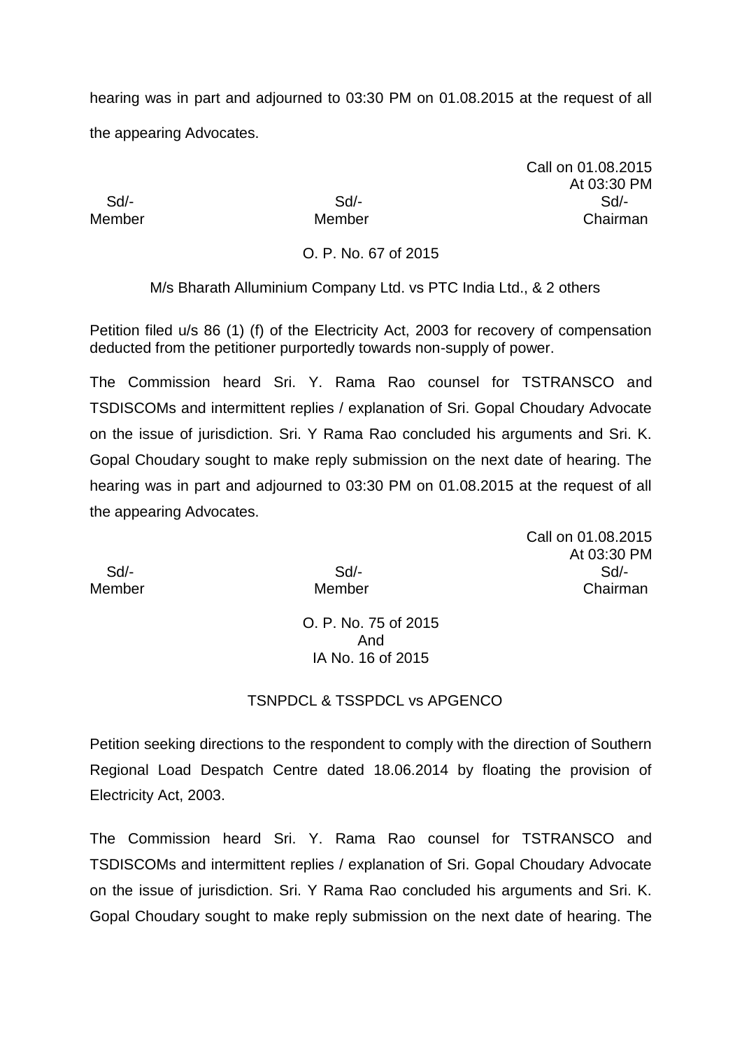hearing was in part and adjourned to 03:30 PM on 01.08.2015 at the request of all the appearing Advocates.

Call on 01.08.2015
At 03:30 PM

| Sd/- | Sd/- | Sd/- |
|---|---|---|
| Member | Member | Chairman |

O. P. No. 67 of 2015

M/s Bharath Alluminium Company Ltd. vs PTC India Ltd., & 2 others

Petition filed u/s 86 (1) (f) of the Electricity Act, 2003 for recovery of compensation deducted from the petitioner purportedly towards non-supply of power.

The Commission heard Sri. Y. Rama Rao counsel for TSTRANSCO and TSDISCOMs and intermittent replies / explanation of Sri. Gopal Choudary Advocate on the issue of jurisdiction. Sri. Y Rama Rao concluded his arguments and Sri. K. Gopal Choudary sought to make reply submission on the next date of hearing. The hearing was in part and adjourned to 03:30 PM on 01.08.2015 at the request of all the appearing Advocates.

Call on 01.08.2015
At 03:30 PM

| Sd/- | Sd/- | Sd/- |
|---|---|---|
| Member | Member | Chairman |

O. P. No. 75 of 2015
And
IA No. 16 of 2015

TSNPDCL & TSSPDCL vs APGENCO

Petition seeking directions to the respondent to comply with the direction of Southern Regional Load Despatch Centre dated 18.06.2014 by floating the provision of Electricity Act, 2003.

The Commission heard Sri. Y. Rama Rao counsel for TSTRANSCO and TSDISCOMs and intermittent replies / explanation of Sri. Gopal Choudary Advocate on the issue of jurisdiction. Sri. Y Rama Rao concluded his arguments and Sri. K. Gopal Choudary sought to make reply submission on the next date of hearing. The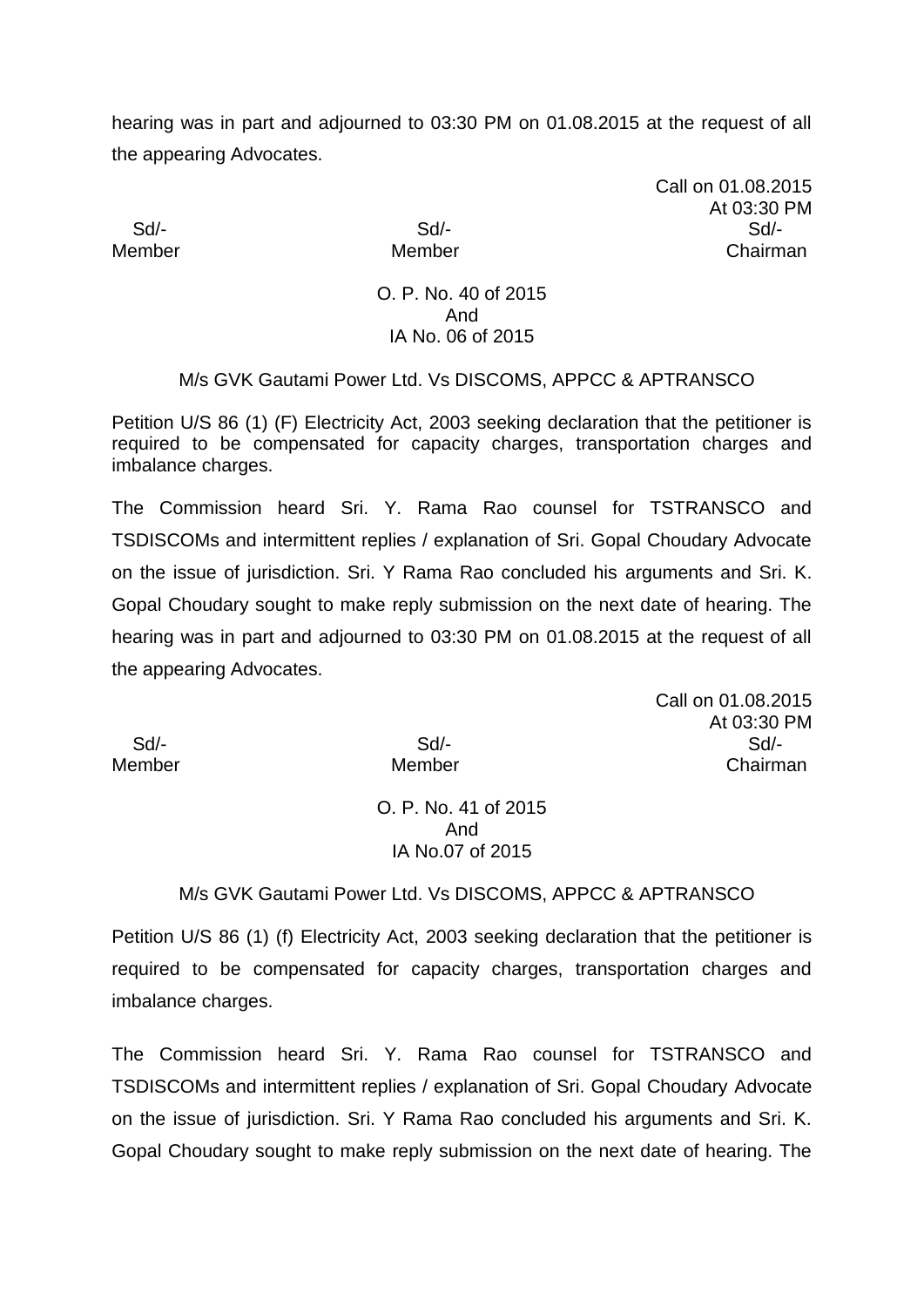hearing was in part and adjourned to 03:30 PM on 01.08.2015 at the request of all the appearing Advocates.

Call on 01.08.2015
At 03:30 PM

| Sd/- | Sd/- | Sd/- |
|---|---|---|
| Member | Member | Chairman |

O. P. No. 40 of 2015
And
IA No. 06 of 2015

M/s GVK Gautami Power Ltd. Vs DISCOMS, APPCC & APTRANSCO

Petition U/S 86 (1) (F) Electricity Act, 2003 seeking declaration that the petitioner is required to be compensated for capacity charges, transportation charges and imbalance charges.

The Commission heard Sri. Y. Rama Rao counsel for TSTRANSCO and TSDISCOMs and intermittent replies / explanation of Sri. Gopal Choudary Advocate on the issue of jurisdiction. Sri. Y Rama Rao concluded his arguments and Sri. K. Gopal Choudary sought to make reply submission on the next date of hearing. The hearing was in part and adjourned to 03:30 PM on 01.08.2015 at the request of all the appearing Advocates.

Call on 01.08.2015
At 03:30 PM

| Sd/- | Sd/- | Sd/- |
|---|---|---|
| Member | Member | Chairman |

O. P. No. 41 of 2015
And
IA No.07 of 2015

M/s GVK Gautami Power Ltd. Vs DISCOMS, APPCC & APTRANSCO

Petition U/S 86 (1) (f) Electricity Act, 2003 seeking declaration that the petitioner is required to be compensated for capacity charges, transportation charges and imbalance charges.

The Commission heard Sri. Y. Rama Rao counsel for TSTRANSCO and TSDISCOMs and intermittent replies / explanation of Sri. Gopal Choudary Advocate on the issue of jurisdiction. Sri. Y Rama Rao concluded his arguments and Sri. K. Gopal Choudary sought to make reply submission on the next date of hearing. The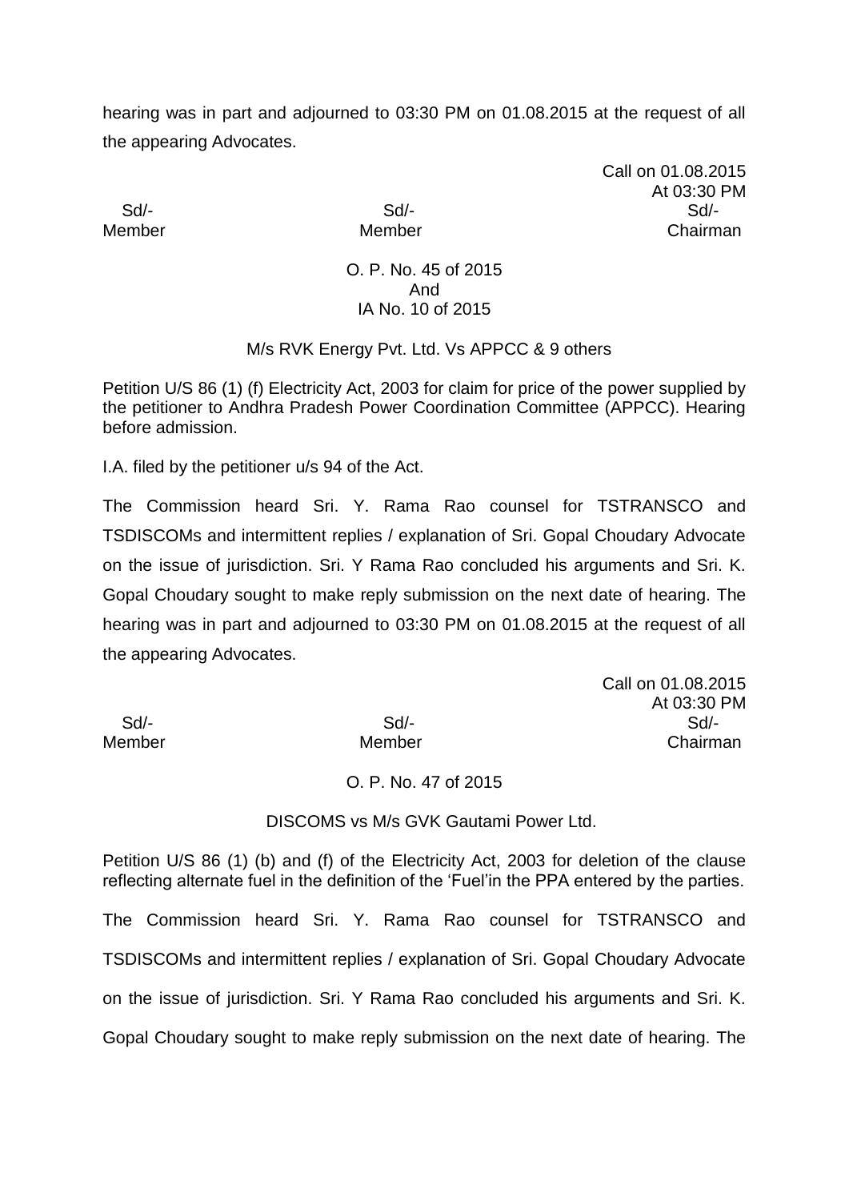hearing was in part and adjourned to 03:30 PM on 01.08.2015 at the request of all the appearing Advocates.

Call on 01.08.2015
At 03:30 PM

| Sd/- | Sd/- | Sd/- |
|---|---|---|
| Member | Member | Chairman |

O. P. No. 45 of 2015
And
IA No. 10 of 2015

M/s RVK Energy Pvt. Ltd. Vs APPCC & 9 others

Petition U/S 86 (1) (f) Electricity Act, 2003 for claim for price of the power supplied by the petitioner to Andhra Pradesh Power Coordination Committee (APPCC). Hearing before admission.

I.A. filed by the petitioner u/s 94 of the Act.

The Commission heard Sri. Y. Rama Rao counsel for TSTRANSCO and TSDISCOMs and intermittent replies / explanation of Sri. Gopal Choudary Advocate on the issue of jurisdiction. Sri. Y Rama Rao concluded his arguments and Sri. K. Gopal Choudary sought to make reply submission on the next date of hearing. The hearing was in part and adjourned to 03:30 PM on 01.08.2015 at the request of all the appearing Advocates.

Call on 01.08.2015
At 03:30 PM

| Sd/- | Sd/- | Sd/- |
|---|---|---|
| Member | Member | Chairman |

O. P. No. 47 of 2015

DISCOMS vs M/s GVK Gautami Power Ltd.

Petition U/S 86 (1) (b) and (f) of the Electricity Act, 2003 for deletion of the clause reflecting alternate fuel in the definition of the 'Fuel'in the PPA entered by the parties.

The Commission heard Sri. Y. Rama Rao counsel for TSTRANSCO and TSDISCOMs and intermittent replies / explanation of Sri. Gopal Choudary Advocate on the issue of jurisdiction. Sri. Y Rama Rao concluded his arguments and Sri. K. Gopal Choudary sought to make reply submission on the next date of hearing. The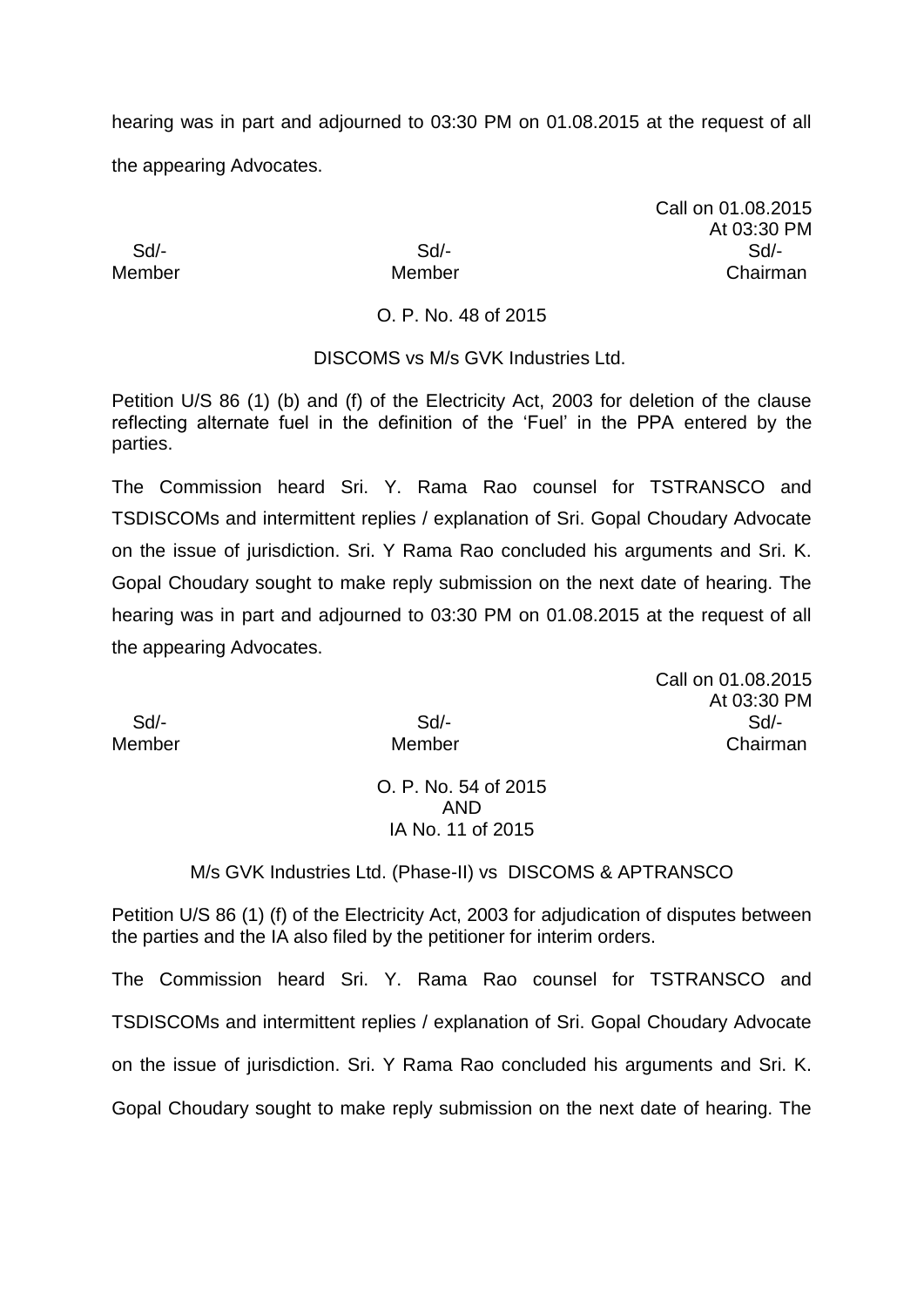hearing was in part and adjourned to 03:30 PM on 01.08.2015 at the request of all the appearing Advocates.

Call on 01.08.2015
At 03:30 PM

| Sd/- | Sd/- | Sd/- |
|---|---|---|
| Member | Member | Chairman |

O. P. No. 48 of 2015

DISCOMS vs M/s GVK Industries Ltd.

Petition U/S 86 (1) (b) and (f) of the Electricity Act, 2003 for deletion of the clause reflecting alternate fuel in the definition of the 'Fuel' in the PPA entered by the parties.

The Commission heard Sri. Y. Rama Rao counsel for TSTRANSCO and TSDISCOMs and intermittent replies / explanation of Sri. Gopal Choudary Advocate on the issue of jurisdiction. Sri. Y Rama Rao concluded his arguments and Sri. K. Gopal Choudary sought to make reply submission on the next date of hearing. The hearing was in part and adjourned to 03:30 PM on 01.08.2015 at the request of all the appearing Advocates.

Call on 01.08.2015
At 03:30 PM

| Sd/- | Sd/- | Sd/- |
|---|---|---|
| Member | Member | Chairman |

O. P. No. 54 of 2015
AND
IA No. 11 of 2015

M/s GVK Industries Ltd. (Phase-II) vs DISCOMS & APTRANSCO

Petition U/S 86 (1) (f) of the Electricity Act, 2003 for adjudication of disputes between the parties and the IA also filed by the petitioner for interim orders.

The Commission heard Sri. Y. Rama Rao counsel for TSTRANSCO and TSDISCOMs and intermittent replies / explanation of Sri. Gopal Choudary Advocate on the issue of jurisdiction. Sri. Y Rama Rao concluded his arguments and Sri. K. Gopal Choudary sought to make reply submission on the next date of hearing. The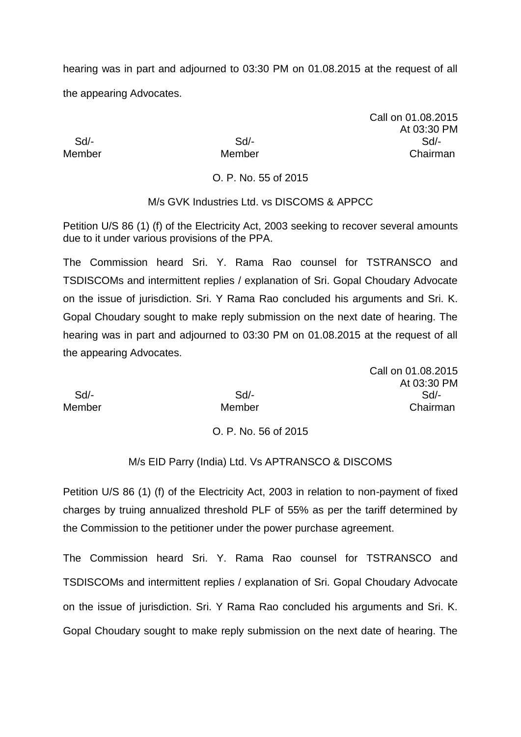hearing was in part and adjourned to 03:30 PM on 01.08.2015 at the request of all the appearing Advocates.

Call on 01.08.2015
At 03:30 PM

| Sd/- | Sd/- | Sd/- |
|---|---|---|
| Member | Member | Chairman |

O. P. No. 55 of 2015

M/s GVK Industries Ltd. vs DISCOMS & APPCC

Petition U/S 86 (1) (f) of the Electricity Act, 2003 seeking to recover several amounts due to it under various provisions of the PPA.

The Commission heard Sri. Y. Rama Rao counsel for TSTRANSCO and TSDISCOMs and intermittent replies / explanation of Sri. Gopal Choudary Advocate on the issue of jurisdiction. Sri. Y Rama Rao concluded his arguments and Sri. K. Gopal Choudary sought to make reply submission on the next date of hearing. The hearing was in part and adjourned to 03:30 PM on 01.08.2015 at the request of all the appearing Advocates.

Call on 01.08.2015
At 03:30 PM

| Sd/- | Sd/- | Sd/- |
|---|---|---|
| Member | Member | Chairman |

O. P. No. 56 of 2015

M/s EID Parry (India) Ltd. Vs APTRANSCO & DISCOMS

Petition U/S 86 (1) (f) of the Electricity Act, 2003 in relation to non-payment of fixed charges by truing annualized threshold PLF of 55% as per the tariff determined by the Commission to the petitioner under the power purchase agreement.

The Commission heard Sri. Y. Rama Rao counsel for TSTRANSCO and TSDISCOMs and intermittent replies / explanation of Sri. Gopal Choudary Advocate on the issue of jurisdiction. Sri. Y Rama Rao concluded his arguments and Sri. K. Gopal Choudary sought to make reply submission on the next date of hearing. The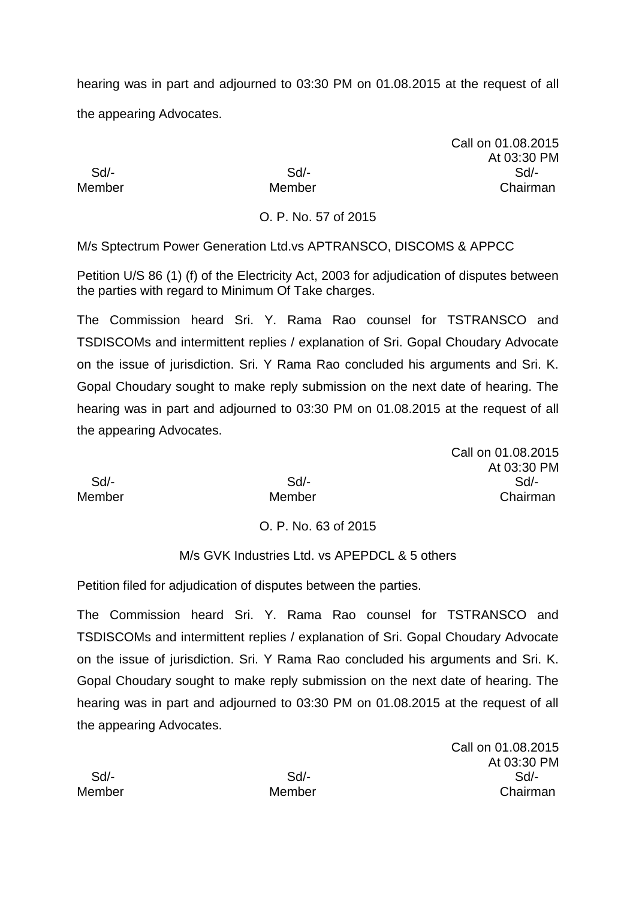hearing was in part and adjourned to 03:30 PM on 01.08.2015 at the request of all the appearing Advocates.

Call on 01.08.2015
At 03:30 PM

| Sd/- | Sd/- | Sd/- |
|---|---|---|
| Member | Member | Chairman |

O. P. No. 57 of 2015

M/s Sptectrum Power Generation Ltd.vs APTRANSCO, DISCOMS & APPCC

Petition U/S 86 (1) (f) of the Electricity Act, 2003 for adjudication of disputes between the parties with regard to Minimum Of Take charges.

The Commission heard Sri. Y. Rama Rao counsel for TSTRANSCO and TSDISCOMs and intermittent replies / explanation of Sri. Gopal Choudary Advocate on the issue of jurisdiction. Sri. Y Rama Rao concluded his arguments and Sri. K. Gopal Choudary sought to make reply submission on the next date of hearing. The hearing was in part and adjourned to 03:30 PM on 01.08.2015 at the request of all the appearing Advocates.

Call on 01.08.2015
At 03:30 PM

| Sd/- | Sd/- | Sd/- |
|---|---|---|
| Member | Member | Chairman |

O. P. No. 63 of 2015

M/s GVK Industries Ltd. vs APEPDCL & 5 others

Petition filed for adjudication of disputes between the parties.

The Commission heard Sri. Y. Rama Rao counsel for TSTRANSCO and TSDISCOMs and intermittent replies / explanation of Sri. Gopal Choudary Advocate on the issue of jurisdiction. Sri. Y Rama Rao concluded his arguments and Sri. K. Gopal Choudary sought to make reply submission on the next date of hearing. The hearing was in part and adjourned to 03:30 PM on 01.08.2015 at the request of all the appearing Advocates.

Call on 01.08.2015
At 03:30 PM

| Sd/- | Sd/- | Sd/- |
|---|---|---|
| Member | Member | Chairman |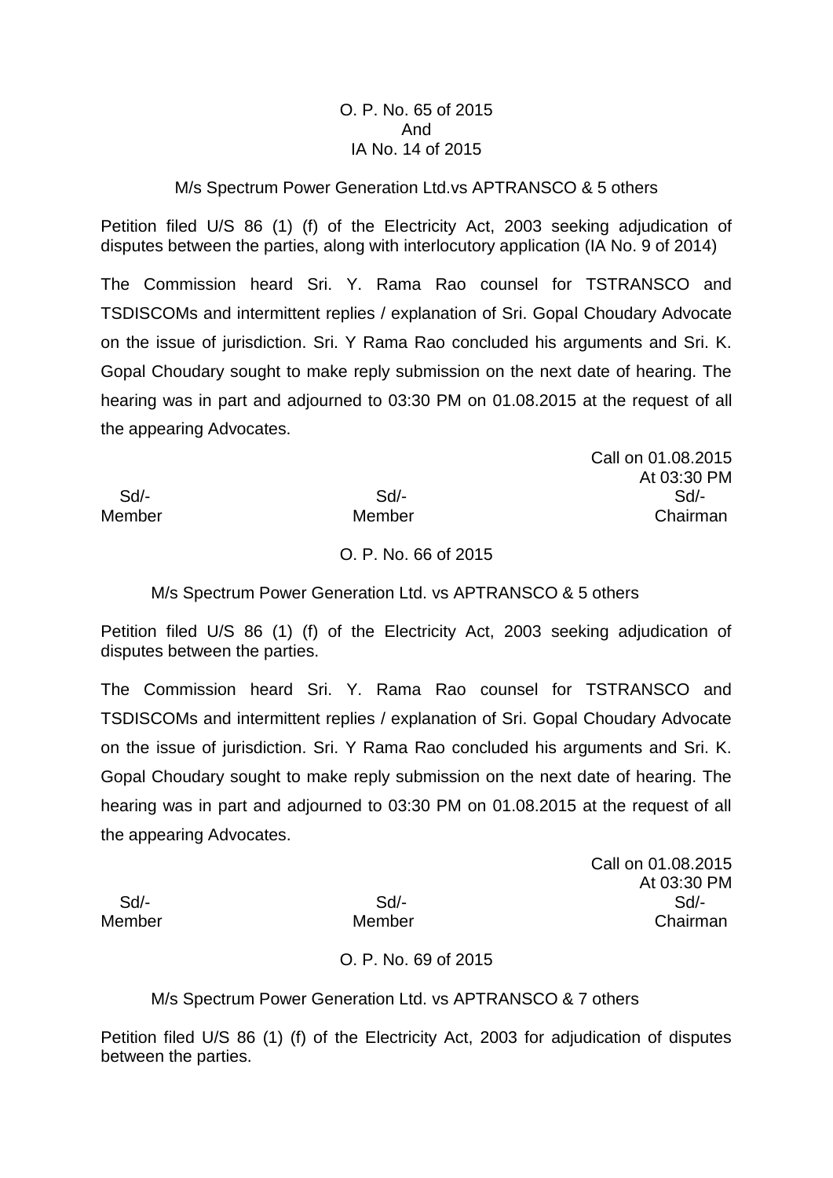O. P. No. 65 of 2015
And
IA No. 14 of 2015

M/s Spectrum Power Generation Ltd.vs APTRANSCO & 5 others

Petition filed U/S 86 (1) (f) of the Electricity Act, 2003 seeking adjudication of disputes between the parties, along with interlocutory application (IA No. 9 of 2014)

The Commission heard Sri. Y. Rama Rao counsel for TSTRANSCO and TSDISCOMs and intermittent replies / explanation of Sri. Gopal Choudary Advocate on the issue of jurisdiction. Sri. Y Rama Rao concluded his arguments and Sri. K. Gopal Choudary sought to make reply submission on the next date of hearing. The hearing was in part and adjourned to 03:30 PM on 01.08.2015 at the request of all the appearing Advocates.

Call on 01.08.2015
At 03:30 PM

| Sd/- | Sd/- | Sd/- |
|---|---|---|
| Member | Member | Chairman |

O. P. No. 66 of 2015

M/s Spectrum Power Generation Ltd. vs APTRANSCO & 5 others

Petition filed U/S 86 (1) (f) of the Electricity Act, 2003 seeking adjudication of disputes between the parties.

The Commission heard Sri. Y. Rama Rao counsel for TSTRANSCO and TSDISCOMs and intermittent replies / explanation of Sri. Gopal Choudary Advocate on the issue of jurisdiction. Sri. Y Rama Rao concluded his arguments and Sri. K. Gopal Choudary sought to make reply submission on the next date of hearing. The hearing was in part and adjourned to 03:30 PM on 01.08.2015 at the request of all the appearing Advocates.

Call on 01.08.2015
At 03:30 PM

| Sd/- | Sd/- | Sd/- |
|---|---|---|
| Member | Member | Chairman |

O. P. No. 69 of 2015

M/s Spectrum Power Generation Ltd. vs APTRANSCO & 7 others

Petition filed U/S 86 (1) (f) of the Electricity Act, 2003 for adjudication of disputes between the parties.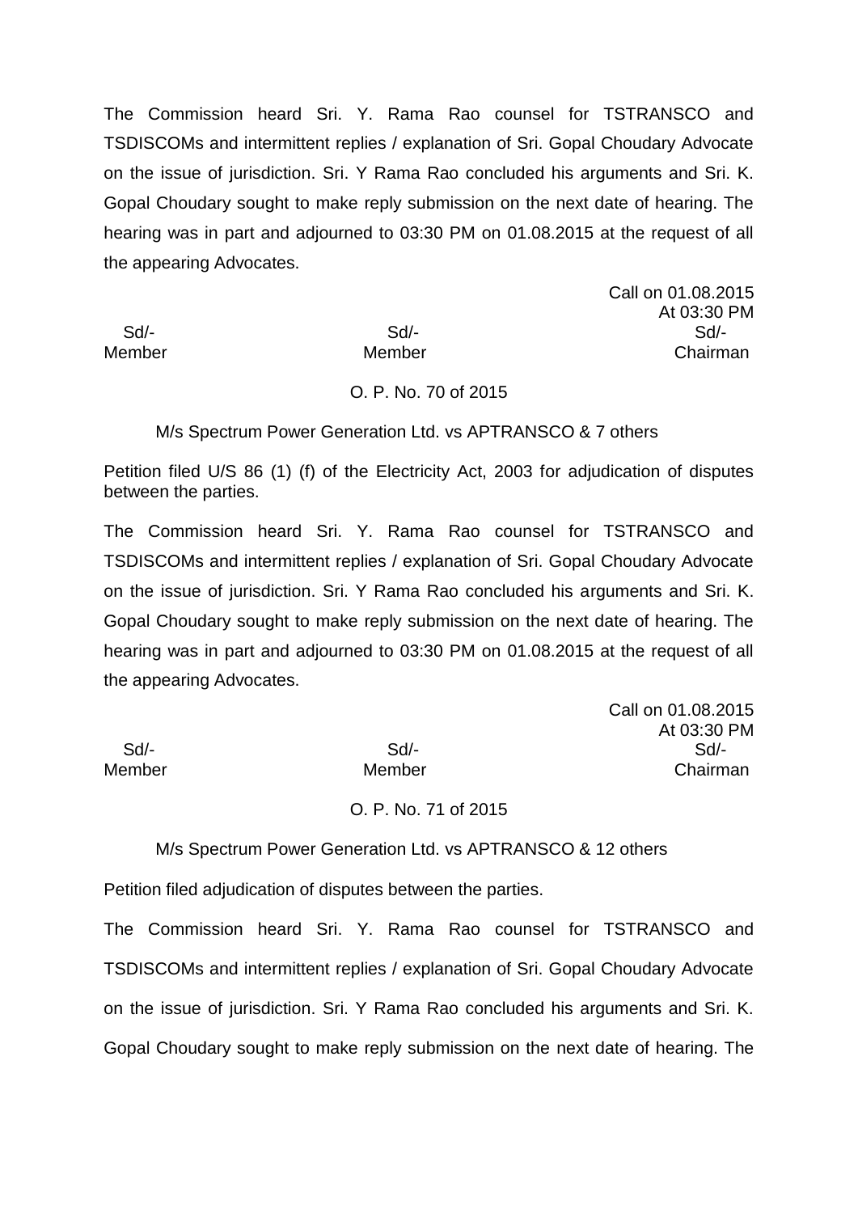The Commission heard Sri. Y. Rama Rao counsel for TSTRANSCO and TSDISCOMs and intermittent replies / explanation of Sri. Gopal Choudary Advocate on the issue of jurisdiction. Sri. Y Rama Rao concluded his arguments and Sri. K. Gopal Choudary sought to make reply submission on the next date of hearing. The hearing was in part and adjourned to 03:30 PM on 01.08.2015 at the request of all the appearing Advocates.

Call on 01.08.2015
At 03:30 PM

| Sd/- | Sd/- | Sd/- |
|---|---|---|
| Member | Member | Chairman |

O. P. No. 70 of 2015

M/s Spectrum Power Generation Ltd. vs APTRANSCO & 7 others

Petition filed U/S 86 (1) (f) of the Electricity Act, 2003 for adjudication of disputes between the parties.

The Commission heard Sri. Y. Rama Rao counsel for TSTRANSCO and TSDISCOMs and intermittent replies / explanation of Sri. Gopal Choudary Advocate on the issue of jurisdiction. Sri. Y Rama Rao concluded his arguments and Sri. K. Gopal Choudary sought to make reply submission on the next date of hearing. The hearing was in part and adjourned to 03:30 PM on 01.08.2015 at the request of all the appearing Advocates.

Call on 01.08.2015
At 03:30 PM

| Sd/- | Sd/- | Sd/- |
|---|---|---|
| Member | Member | Chairman |

O. P. No. 71 of 2015

M/s Spectrum Power Generation Ltd. vs APTRANSCO & 12 others

Petition filed adjudication of disputes between the parties.

The Commission heard Sri. Y. Rama Rao counsel for TSTRANSCO and TSDISCOMs and intermittent replies / explanation of Sri. Gopal Choudary Advocate on the issue of jurisdiction. Sri. Y Rama Rao concluded his arguments and Sri. K. Gopal Choudary sought to make reply submission on the next date of hearing. The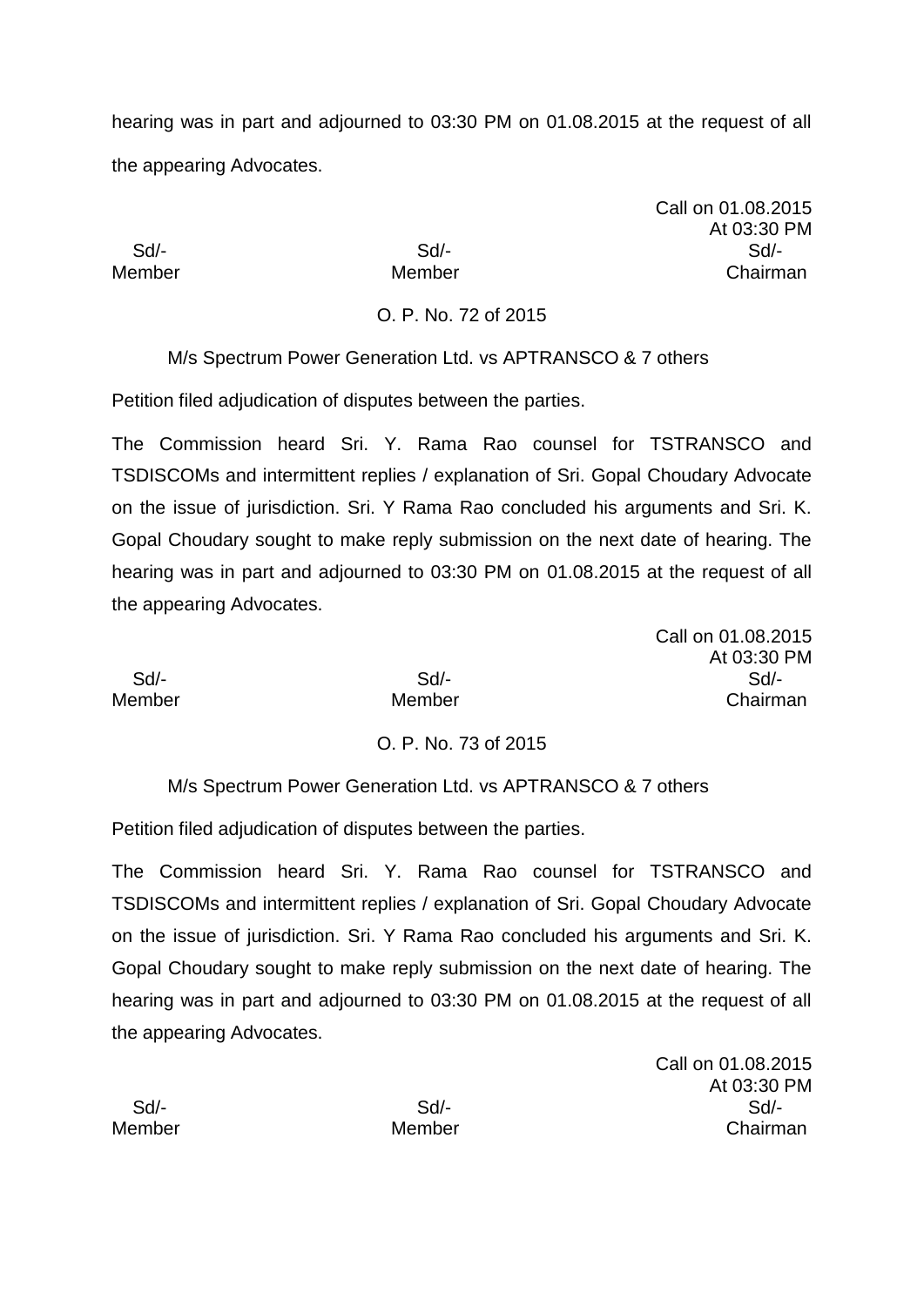hearing was in part and adjourned to 03:30 PM on 01.08.2015 at the request of all the appearing Advocates.

Call on 01.08.2015
At 03:30 PM

| Sd/- | Sd/- | Sd/- |
|---|---|---|
| Member | Member | Chairman |

O. P. No. 72 of 2015

M/s Spectrum Power Generation Ltd. vs APTRANSCO & 7 others

Petition filed adjudication of disputes between the parties.

The Commission heard Sri. Y. Rama Rao counsel for TSTRANSCO and TSDISCOMs and intermittent replies / explanation of Sri. Gopal Choudary Advocate on the issue of jurisdiction. Sri. Y Rama Rao concluded his arguments and Sri. K. Gopal Choudary sought to make reply submission on the next date of hearing. The hearing was in part and adjourned to 03:30 PM on 01.08.2015 at the request of all the appearing Advocates.

Call on 01.08.2015
At 03:30 PM

| Sd/- | Sd/- | Sd/- |
|---|---|---|
| Member | Member | Chairman |

O. P. No. 73 of 2015

M/s Spectrum Power Generation Ltd. vs APTRANSCO & 7 others

Petition filed adjudication of disputes between the parties.

The Commission heard Sri. Y. Rama Rao counsel for TSTRANSCO and TSDISCOMs and intermittent replies / explanation of Sri. Gopal Choudary Advocate on the issue of jurisdiction. Sri. Y Rama Rao concluded his arguments and Sri. K. Gopal Choudary sought to make reply submission on the next date of hearing. The hearing was in part and adjourned to 03:30 PM on 01.08.2015 at the request of all the appearing Advocates.

Call on 01.08.2015
At 03:30 PM

| Sd/- | Sd/- | Sd/- |
|---|---|---|
| Member | Member | Chairman |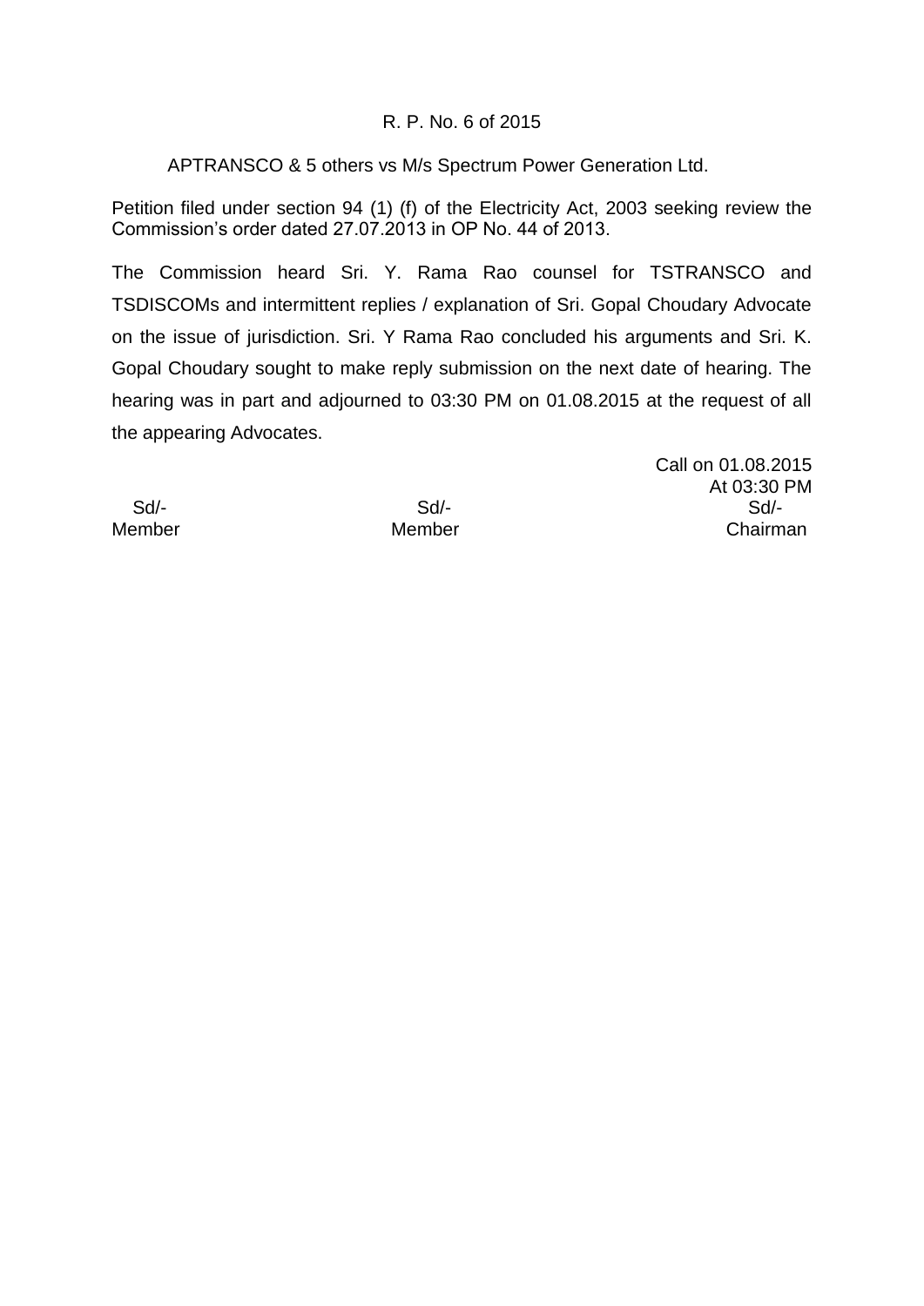R. P. No. 6 of 2015

APTRANSCO & 5 others vs M/s Spectrum Power Generation Ltd.

Petition filed under section 94 (1) (f) of the Electricity Act, 2003 seeking review the Commission's order dated 27.07.2013 in OP No. 44 of 2013.

The Commission heard Sri. Y. Rama Rao counsel for TSTRANSCO and TSDISCOMs and intermittent replies / explanation of Sri. Gopal Choudary Advocate on the issue of jurisdiction. Sri. Y Rama Rao concluded his arguments and Sri. K. Gopal Choudary sought to make reply submission on the next date of hearing. The hearing was in part and adjourned to 03:30 PM on 01.08.2015 at the request of all the appearing Advocates.

Call on 01.08.2015
At 03:30 PM

| | | |
|---|---|---|
| Sd/- | Sd/- | Sd/- |
| Member | Member | Chairman |